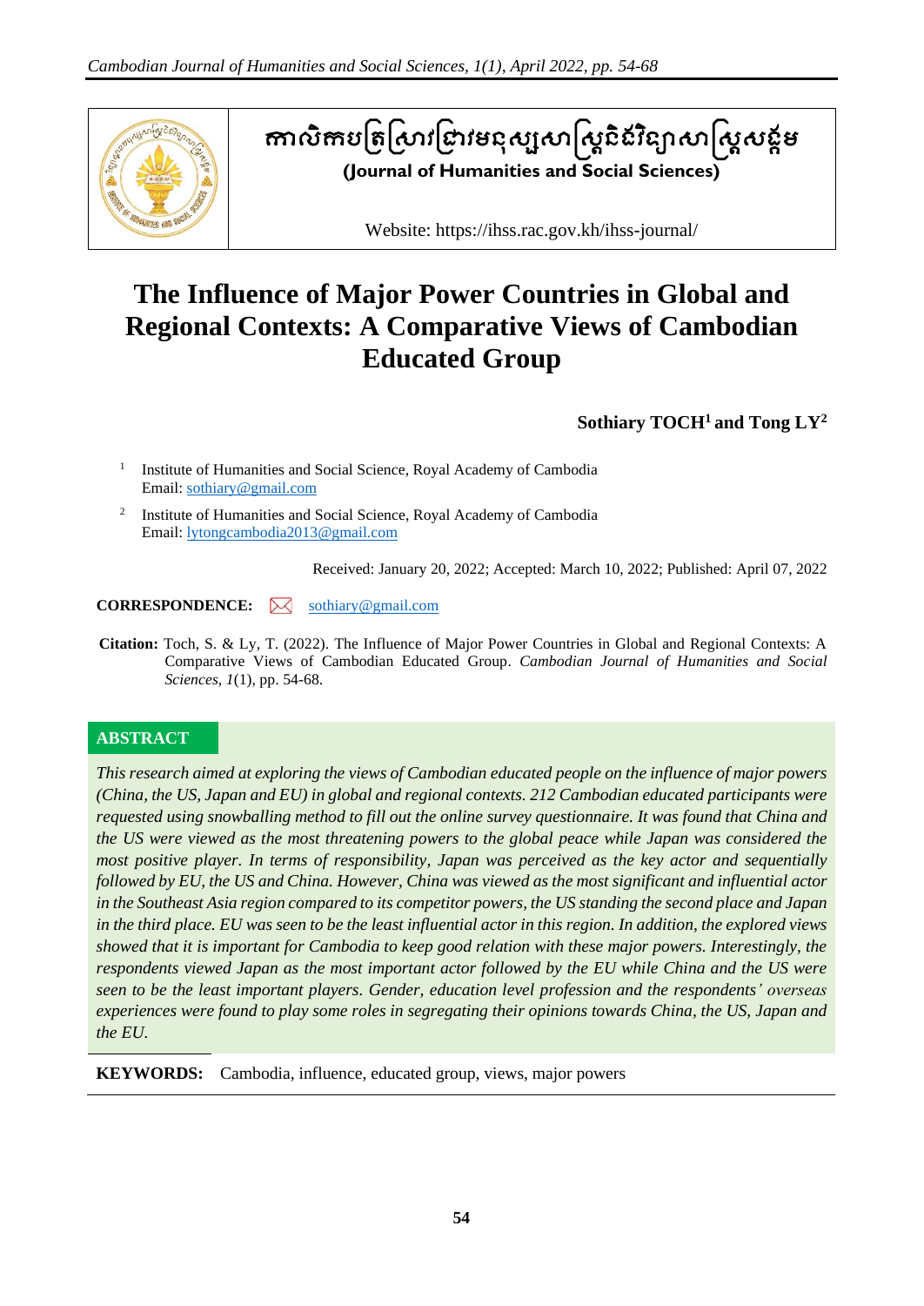កាលិកបត្រស្រាវជ្រាវមនុស្សសាស្ត្រនិងវិទ្យាសាស្ត្រសង្គម

**(Journal of Humanities and Social Sciences)**

Website: https://ihss.rac.gov.kh/ihss-journal/

# The Influence of Major Power Countries in Global and Regional Contexts: A Comparative Views of Cambodian Educated Group

**Sothiary TOCH[1] and Tong LY[2]**

[1] Institute of Humanities and Social Science, Royal Academy of Cambodia
Email: sothiary@gmail.com

[2] Institute of Humanities and Social Science, Royal Academy of Cambodia
Email: lytongcambodia2013@gmail.com

Received: January 20, 2022; Accepted: March 10, 2022; Published: April 07, 2022

**CORRESPONDENCE:** sothiary@gmail.com

**Citation:** Toch, S. & Ly, T. (2022). The Influence of Major Power Countries in Global and Regional Contexts: A Comparative Views of Cambodian Educated Group. *Cambodian Journal of Humanities and Social Sciences, 1*(1), pp. 54-68.

## ABSTRACT

*This research aimed at exploring the views of Cambodian educated people on the influence of major powers (China, the US, Japan and EU) in global and regional contexts. 212 Cambodian educated participants were requested using snowballing method to fill out the online survey questionnaire. It was found that China and the US were viewed as the most threatening powers to the global peace while Japan was considered the most positive player. In terms of responsibility, Japan was perceived as the key actor and sequentially followed by EU, the US and China. However, China was viewed as the most significant and influential actor in the Southeast Asia region compared to its competitor powers, the US standing the second place and Japan in the third place. EU was seen to be the least influential actor in this region. In addition, the explored views showed that it is important for Cambodia to keep good relation with these major powers. Interestingly, the respondents viewed Japan as the most important actor followed by the EU while China and the US were seen to be the least important players. Gender, education level profession and the respondents' overseas experiences were found to play some roles in segregating their opinions towards China, the US, Japan and the EU.*

**KEYWORDS:** Cambodia, influence, educated group, views, major powers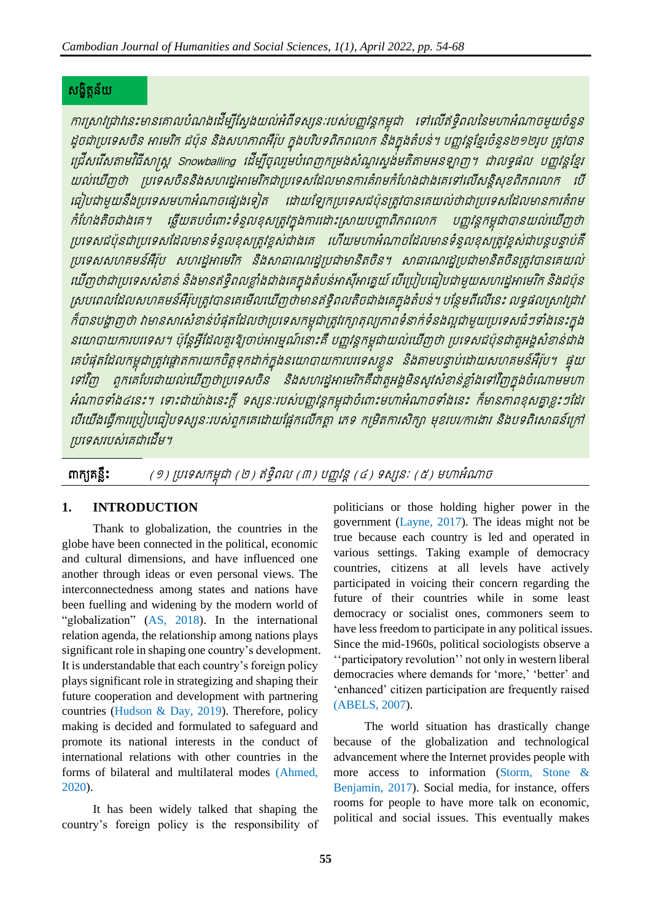## សង្ខិត្តន័យ

*ការស្រាវជ្រាវនេះមានគោលបំណងដើម្បីស្វែងយល់អំពីទស្សនៈរបស់បញ្ញវន្តកម្ពុជា ទៅលើឥទ្ធិពលនៃមហាអំណាចមួយចំនួន ដូចជាប្រទេសចិន អាមេរិក ជប៉ុន និងសហភាពអឺរ៉ុប ក្នុងបរិបទពិភពលោក និងក្នុងតំបន់។ បញ្ញវន្តខ្មែរចំនួន២១២រូប ត្រូវបានជ្រើសរើសតាមវិធីសាស្ត្រ Snowballing ដើម្បីចូលរួមបំពេញកម្រងសំណួរស្ទង់មតិតាមអនឡាញ។ ជាលទ្ធផល បញ្ញវន្តខ្មែរយល់ឃើញថា ប្រទេសចិននិងសហរដ្ឋអាមេរិកជាប្រទេសដែលមានការគំរាមកំហែងជាងគេទៅលើសន្តិសុខពិភពលោក បើធៀបជាមួយនឹងប្រទេសមហាអំណាចផ្សេងទៀត ដោយឡែកប្រទេសជប៉ុនត្រូវបានគេយល់ថាជាប្រទេសដែលមានការគំរាមកំហែងតិចជាងគេ។ ឆ្លើយតបចំពោះទំនួលខុសត្រូវក្នុងការដោះស្រាយបញ្ហាពិភពលោក បញ្ញវន្តកម្ពុជាបានយល់ឃើញថា ប្រទេសជប៉ុនជាប្រទេសដែលមានទំនួលខុសត្រូវខ្ពស់ជាងគេ ហើយមហាអំណាចដែលមានទំនួលខុសត្រូវខ្ពស់ជាបន្តបន្ទាប់គឺ ប្រទេសសហគមន៍អឺរ៉ុប សហរដ្ឋអាមេរិក និងសាធារណរដ្ឋប្រជាមានិតចិន។ សាធារណរដ្ឋប្រជាមានិតចិនត្រូវបានគេយល់ឃើញថាជាប្រទេសសំខាន់ និងមានឥទ្ធិពលខ្លាំងជាងគេក្នុងតំបន់អាស៊ីអាគ្នេយ៍ បើប្រៀបធៀបជាមួយសហរដ្ឋអាមេរិក និងជប៉ុន ស្របពេលដែលសហគមន៍អឺរ៉ុបត្រូវបានគេមើលឃើញថាមានឥទ្ធិពលតិចជាងគេក្នុងតំបន់។ បន្ថែមពីលើនេះ លទ្ធផលស្រាវជ្រាវក៏បានបង្ហាញថា វាមានសារសំខាន់បំផុតដែលថាប្រទេសកម្ពុជាត្រូវរក្សាគុណភាពទំនាក់ទំនងល្អជាមួយប្រទេសធំៗទាំងនេះក្នុងនយោបាយការបរទេស។ ប៉ុន្តែអ្វីដែលគួរឱ្យចាប់អារម្មណ៍នោះគឺ បញ្ញវន្តកម្ពុជាយល់ឃើញថា ប្រទេសជប៉ុនជាតួអង្គសំខាន់ជាងគេបំផុតដែលកម្ពុជាត្រូវផ្តោតការយកចិត្តទុកដាក់ក្នុងនយោបាយការបរទេសខ្លួន និងតាមបន្ទាប់ដោយសហគមន៍អឺរ៉ុប។ ផ្ទុយទៅវិញ ពួកគេបែរជាយល់ឃើញថាប្រទេសចិន និងសហរដ្ឋអាមេរិកគឺជាតួអង្គមិនសូវសំខាន់ខ្លាំងទៅវិញក្នុងចំណោមមហាអំណាចទាំង៤នេះ។ ទោះជាយ៉ាងនេះក្តី ទស្សនៈរបស់បញ្ញវន្តកម្ពុជាចំពោះមហាអំណាចទាំងនេះ ក៏មានភាពខុសគ្នាខ្លះៗដែរ បើយើងធ្វើការប្រៀបធៀបទស្សនៈរបស់ពួកគេដោយផ្អែកលើកត្តា ភេទ កម្រិតការសិក្សា មុខរបរ/ការងារ និងបទពិសោធន៍ក្រៅប្រទេសរបស់គេជាដើម។*

**ពាក្យគន្លឹះ:** *(១) ប្រទេសកម្ពុជា (២) ឥទ្ធិពល (៣) បញ្ញវន្ត (៤) ទស្សនៈ (៥) មហាអំណាច*

## 1. INTRODUCTION

Thank to globalization, the countries in the globe have been connected in the political, economic and cultural dimensions, and have influenced one another through ideas or even personal views. The interconnectedness among states and nations have been fuelling and widening by the modern world of "globalization" (AS, 2018). In the international relation agenda, the relationship among nations plays significant role in shaping one country's development. It is understandable that each country's foreign policy plays significant role in strategizing and shaping their future cooperation and development with partnering countries (Hudson & Day, 2019). Therefore, policy making is decided and formulated to safeguard and promote its national interests in the conduct of international relations with other countries in the forms of bilateral and multilateral modes (Ahmed, 2020).

It has been widely talked that shaping the country's foreign policy is the responsibility of politicians or those holding higher power in the government (Layne, 2017). The ideas might not be true because each country is led and operated in various settings. Taking example of democracy countries, citizens at all levels have actively participated in voicing their concern regarding the future of their countries while in some least democracy or socialist ones, commoners seem to have less freedom to participate in any political issues. Since the mid-1960s, political sociologists observe a ''participatory revolution'' not only in western liberal democracies where demands for 'more,' 'better' and 'enhanced' citizen participation are frequently raised (ABELS, 2007).

The world situation has drastically change because of the globalization and technological advancement where the Internet provides people with more access to information (Storm, Stone & Benjamin, 2017). Social media, for instance, offers rooms for people to have more talk on economic, political and social issues. This eventually makes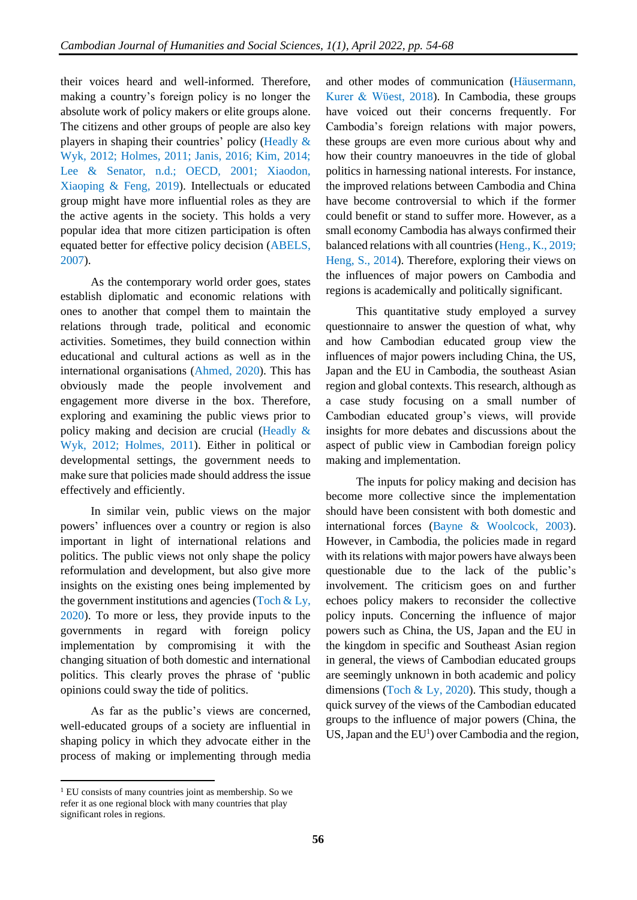their voices heard and well-informed. Therefore, making a country's foreign policy is no longer the absolute work of policy makers or elite groups alone. The citizens and other groups of people are also key players in shaping their countries' policy (Headly & Wyk, 2012; Holmes, 2011; Janis, 2016; Kim, 2014; Lee & Senator, n.d.; OECD, 2001; Xiaodon, Xiaoping & Feng, 2019). Intellectuals or educated group might have more influential roles as they are the active agents in the society. This holds a very popular idea that more citizen participation is often equated better for effective policy decision (ABELS, 2007).

As the contemporary world order goes, states establish diplomatic and economic relations with ones to another that compel them to maintain the relations through trade, political and economic activities. Sometimes, they build connection within educational and cultural actions as well as in the international organisations (Ahmed, 2020). This has obviously made the people involvement and engagement more diverse in the box. Therefore, exploring and examining the public views prior to policy making and decision are crucial (Headly & Wyk, 2012; Holmes, 2011). Either in political or developmental settings, the government needs to make sure that policies made should address the issue effectively and efficiently.

In similar vein, public views on the major powers' influences over a country or region is also important in light of international relations and politics. The public views not only shape the policy reformulation and development, but also give more insights on the existing ones being implemented by the government institutions and agencies (Toch & Ly, 2020). To more or less, they provide inputs to the governments in regard with foreign policy implementation by compromising it with the changing situation of both domestic and international politics. This clearly proves the phrase of 'public opinions could sway the tide of politics.

As far as the public's views are concerned, well-educated groups of a society are influential in shaping policy in which they advocate either in the process of making or implementing through media and other modes of communication (Häusermann, Kurer & Wüest, 2018). In Cambodia, these groups have voiced out their concerns frequently. For Cambodia's foreign relations with major powers, these groups are even more curious about why and how their country manoeuvres in the tide of global politics in harnessing national interests. For instance, the improved relations between Cambodia and China have become controversial to which if the former could benefit or stand to suffer more. However, as a small economy Cambodia has always confirmed their balanced relations with all countries (Heng., K., 2019; Heng, S., 2014). Therefore, exploring their views on the influences of major powers on Cambodia and regions is academically and politically significant.

This quantitative study employed a survey questionnaire to answer the question of what, why and how Cambodian educated group view the influences of major powers including China, the US, Japan and the EU in Cambodia, the southeast Asian region and global contexts. This research, although as a case study focusing on a small number of Cambodian educated group's views, will provide insights for more debates and discussions about the aspect of public view in Cambodian foreign policy making and implementation.

The inputs for policy making and decision has become more collective since the implementation should have been consistent with both domestic and international forces (Bayne & Woolcock, 2003). However, in Cambodia, the policies made in regard with its relations with major powers have always been questionable due to the lack of the public's involvement. The criticism goes on and further echoes policy makers to reconsider the collective policy inputs. Concerning the influence of major powers such as China, the US, Japan and the EU in the kingdom in specific and Southeast Asian region in general, the views of Cambodian educated groups are seemingly unknown in both academic and policy dimensions (Toch & Ly, 2020). This study, though a quick survey of the views of the Cambodian educated groups to the influence of major powers (China, the US, Japan and the EU[1]) over Cambodia and the region,

---

[1] EU consists of many countries joint as membership. So we refer it as one regional block with many countries that play significant roles in regions.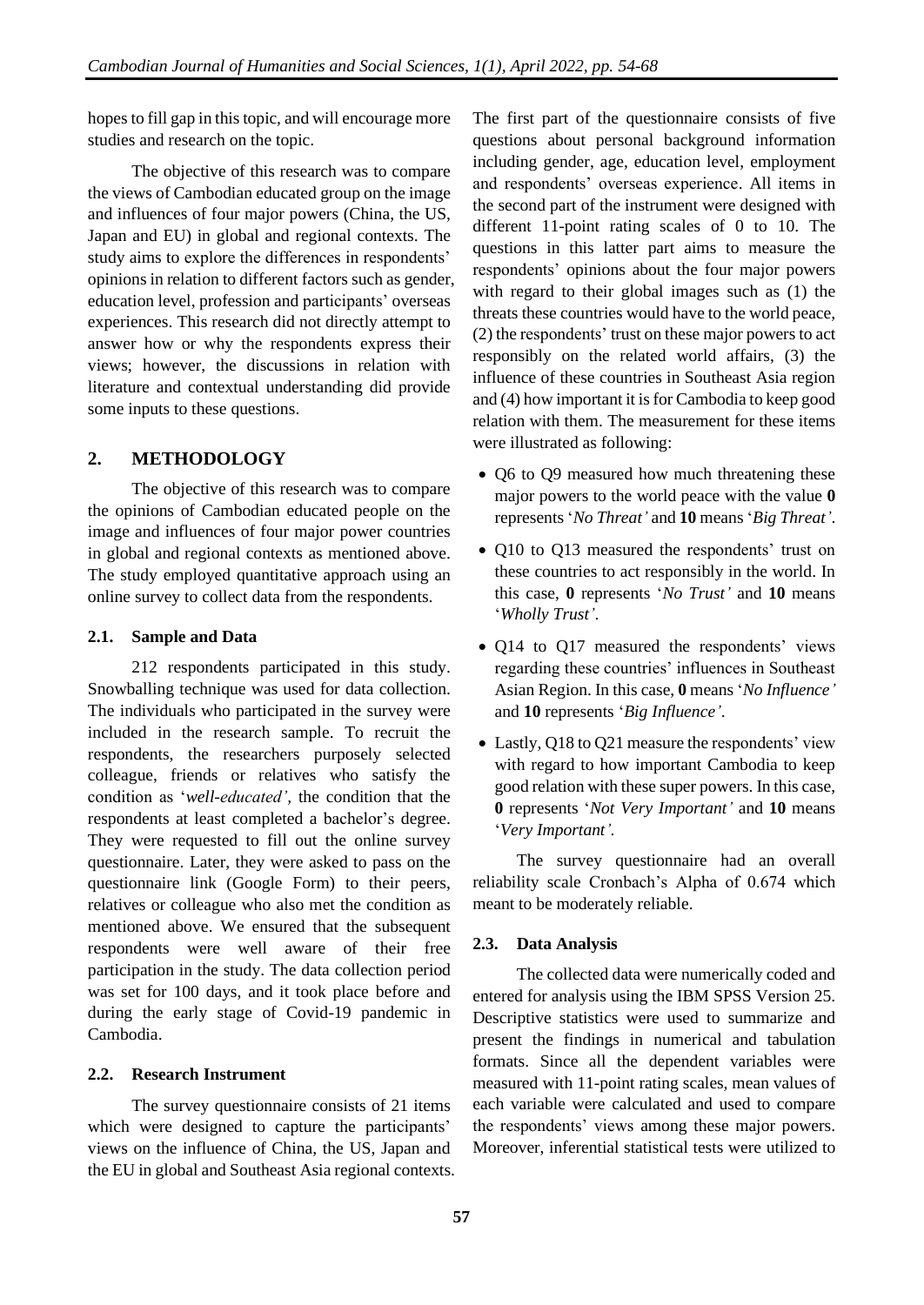hopes to fill gap in this topic, and will encourage more studies and research on the topic.

The objective of this research was to compare the views of Cambodian educated group on the image and influences of four major powers (China, the US, Japan and EU) in global and regional contexts. The study aims to explore the differences in respondents' opinions in relation to different factors such as gender, education level, profession and participants' overseas experiences. This research did not directly attempt to answer how or why the respondents express their views; however, the discussions in relation with literature and contextual understanding did provide some inputs to these questions.

## 2. METHODOLOGY

The objective of this research was to compare the opinions of Cambodian educated people on the image and influences of four major power countries in global and regional contexts as mentioned above. The study employed quantitative approach using an online survey to collect data from the respondents.

### 2.1. Sample and Data

212 respondents participated in this study. Snowballing technique was used for data collection. The individuals who participated in the survey were included in the research sample. To recruit the respondents, the researchers purposely selected colleague, friends or relatives who satisfy the condition as '*well-educated'*, the condition that the respondents at least completed a bachelor's degree. They were requested to fill out the online survey questionnaire. Later, they were asked to pass on the questionnaire link (Google Form) to their peers, relatives or colleague who also met the condition as mentioned above. We ensured that the subsequent respondents were well aware of their free participation in the study. The data collection period was set for 100 days, and it took place before and during the early stage of Covid-19 pandemic in Cambodia.

### 2.2. Research Instrument

The survey questionnaire consists of 21 items which were designed to capture the participants' views on the influence of China, the US, Japan and the EU in global and Southeast Asia regional contexts. The first part of the questionnaire consists of five questions about personal background information including gender, age, education level, employment and respondents' overseas experience. All items in the second part of the instrument were designed with different 11-point rating scales of 0 to 10. The questions in this latter part aims to measure the respondents' opinions about the four major powers with regard to their global images such as (1) the threats these countries would have to the world peace, (2) the respondents' trust on these major powers to act responsibly on the related world affairs, (3) the influence of these countries in Southeast Asia region and (4) how important it is for Cambodia to keep good relation with them. The measurement for these items were illustrated as following:

- Q6 to Q9 measured how much threatening these major powers to the world peace with the value **0** represents '*No Threat'* and **10** means '*Big Threat'*.
- Q10 to Q13 measured the respondents' trust on these countries to act responsibly in the world. In this case, **0** represents '*No Trust'* and **10** means '*Wholly Trust'*.
- Q14 to Q17 measured the respondents' views regarding these countries' influences in Southeast Asian Region. In this case, **0** means '*No Influence'* and **10** represents '*Big Influence'*.
- Lastly, Q18 to Q21 measure the respondents' view with regard to how important Cambodia to keep good relation with these super powers. In this case, **0** represents '*Not Very Important'* and **10** means '*Very Important'*.

The survey questionnaire had an overall reliability scale Cronbach's Alpha of 0.674 which meant to be moderately reliable.

### 2.3. Data Analysis

The collected data were numerically coded and entered for analysis using the IBM SPSS Version 25. Descriptive statistics were used to summarize and present the findings in numerical and tabulation formats. Since all the dependent variables were measured with 11-point rating scales, mean values of each variable were calculated and used to compare the respondents' views among these major powers. Moreover, inferential statistical tests were utilized to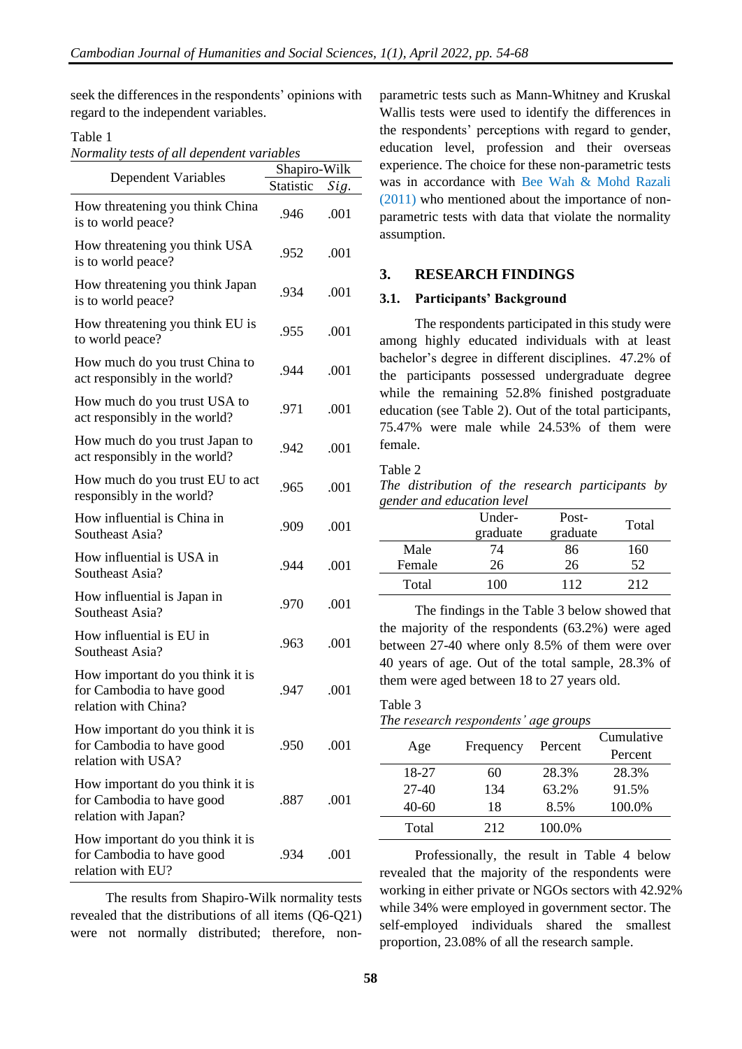seek the differences in the respondents' opinions with regard to the independent variables.

Table 1

*Normality tests of all dependent variables*

| Dependent Variables | Shapiro-Wilk | |
|---|---|---|
| | Statistic | *Sig.* |
| How threatening you think China is to world peace? | .946 | .001 |
| How threatening you think USA is to world peace? | .952 | .001 |
| How threatening you think Japan is to world peace? | .934 | .001 |
| How threatening you think EU is to world peace? | .955 | .001 |
| How much do you trust China to act responsibly in the world? | .944 | .001 |
| How much do you trust USA to act responsibly in the world? | .971 | .001 |
| How much do you trust Japan to act responsibly in the world? | .942 | .001 |
| How much do you trust EU to act responsibly in the world? | .965 | .001 |
| How influential is China in Southeast Asia? | .909 | .001 |
| How influential is USA in Southeast Asia? | .944 | .001 |
| How influential is Japan in Southeast Asia? | .970 | .001 |
| How influential is EU in Southeast Asia? | .963 | .001 |
| How important do you think it is for Cambodia to have good relation with China? | .947 | .001 |
| How important do you think it is for Cambodia to have good relation with USA? | .950 | .001 |
| How important do you think it is for Cambodia to have good relation with Japan? | .887 | .001 |
| How important do you think it is for Cambodia to have good relation with EU? | .934 | .001 |

The results from Shapiro-Wilk normality tests revealed that the distributions of all items (Q6-Q21) were not normally distributed; therefore, non-parametric tests such as Mann-Whitney and Kruskal Wallis tests were used to identify the differences in the respondents' perceptions with regard to gender, education level, profession and their overseas experience. The choice for these non-parametric tests was in accordance with Bee Wah & Mohd Razali (2011) who mentioned about the importance of non-parametric tests with data that violate the normality assumption.

## 3. RESEARCH FINDINGS

### 3.1. Participants' Background

The respondents participated in this study were among highly educated individuals with at least bachelor's degree in different disciplines. 47.2% of the participants possessed undergraduate degree while the remaining 52.8% finished postgraduate education (see Table 2). Out of the total participants, 75.47% were male while 24.53% of them were female.

Table 2

*The distribution of the research participants by gender and education level*

| | Under-graduate | Post-graduate | Total |
|---|---|---|---|
| Male | 74 | 86 | 160 |
| Female | 26 | 26 | 52 |
| Total | 100 | 112 | 212 |

The findings in the Table 3 below showed that the majority of the respondents (63.2%) were aged between 27-40 where only 8.5% of them were over 40 years of age. Out of the total sample, 28.3% of them were aged between 18 to 27 years old.

Table 3

*The research respondents' age groups*

| Age | Frequency | Percent | Cumulative Percent |
|---|---|---|---|
| 18-27 | 60 | 28.3% | 28.3% |
| 27-40 | 134 | 63.2% | 91.5% |
| 40-60 | 18 | 8.5% | 100.0% |
| Total | 212 | 100.0% | |

Professionally, the result in Table 4 below revealed that the majority of the respondents were working in either private or NGOs sectors with 42.92% while 34% were employed in government sector. The self-employed individuals shared the smallest proportion, 23.08% of all the research sample.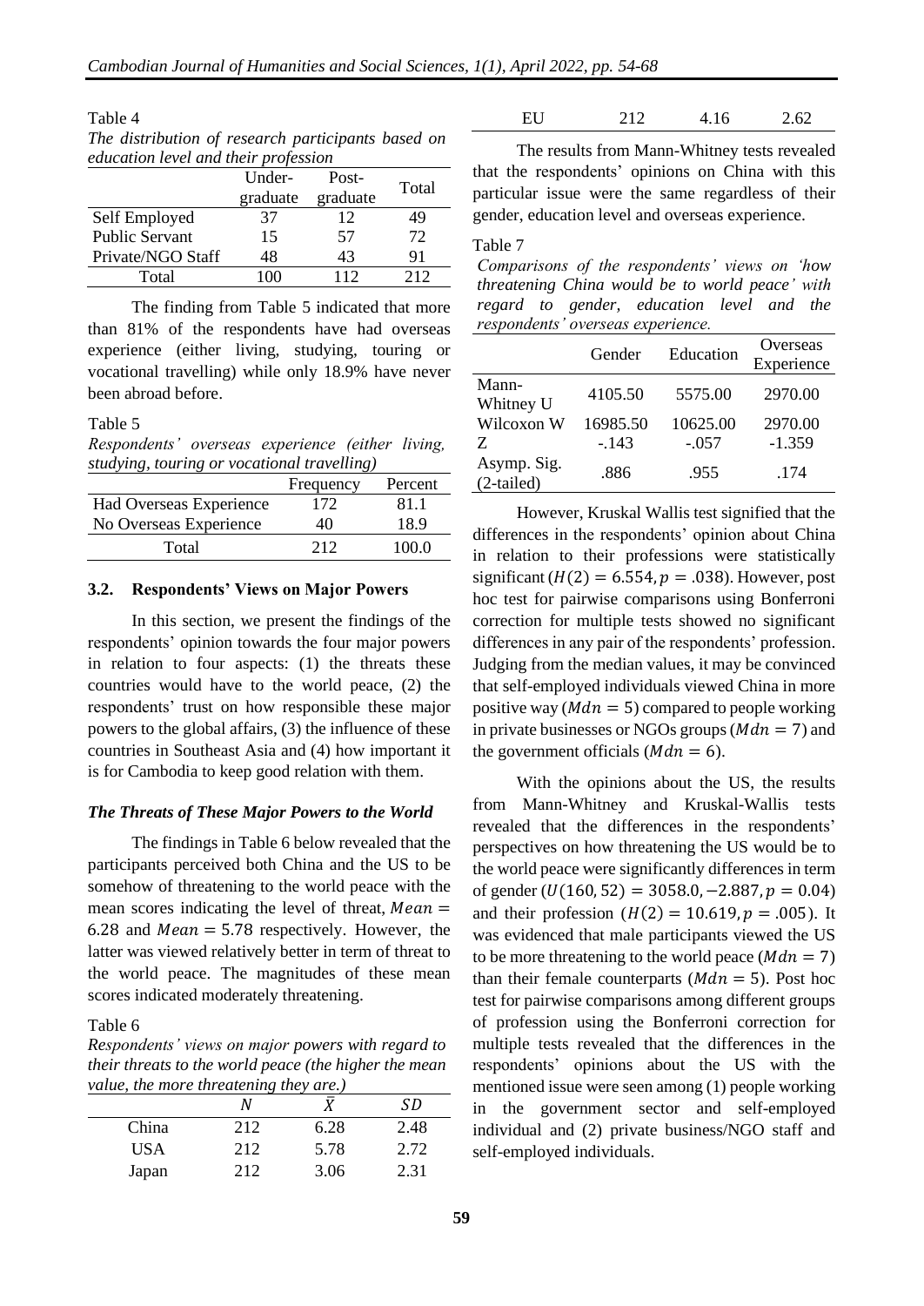Table 4

*The distribution of research participants based on education level and their profession*

| | Under-graduate | Post-graduate | Total |
|---|---|---|---|
| Self Employed | 37 | 12 | 49 |
| Public Servant | 15 | 57 | 72 |
| Private/NGO Staff | 48 | 43 | 91 |
| Total | 100 | 112 | 212 |

The finding from Table 5 indicated that more than 81% of the respondents have had overseas experience (either living, studying, touring or vocational travelling) while only 18.9% have never been abroad before.

Table 5

*Respondents' overseas experience (either living, studying, touring or vocational travelling)*

| | Frequency | Percent |
|---|---|---|
| Had Overseas Experience | 172 | 81.1 |
| No Overseas Experience | 40 | 18.9 |
| Total | 212 | 100.0 |

### 3.2. Respondents' Views on Major Powers

In this section, we present the findings of the respondents' opinion towards the four major powers in relation to four aspects: (1) the threats these countries would have to the world peace, (2) the respondents' trust on how responsible these major powers to the global affairs, (3) the influence of these countries in Southeast Asia and (4) how important it is for Cambodia to keep good relation with them.

#### *The Threats of These Major Powers to the World*

The findings in Table 6 below revealed that the participants perceived both China and the US to be somehow of threatening to the world peace with the mean scores indicating the level of threat, $Mean = 6.28$ and $Mean = 5.78$ respectively. However, the latter was viewed relatively better in term of threat to the world peace. The magnitudes of these mean scores indicated moderately threatening.

Table 6

*Respondents' views on major powers with regard to their threats to the world peace (the higher the mean value, the more threatening they are.)*

| | $N$ | $\bar{X}$ | $SD$ |
|---|---|---|---|
| China | 212 | 6.28 | 2.48 |
| USA | 212 | 5.78 | 2.72 |
| Japan | 212 | 3.06 | 2.31 |
| EU | 212 | 4.16 | 2.62 |

The results from Mann-Whitney tests revealed that the respondents' opinions on China with this particular issue were the same regardless of their gender, education level and overseas experience.

Table 7

*Comparisons of the respondents' views on 'how threatening China would be to world peace' with regard to gender, education level and the respondents' overseas experience.*

| | Gender | Education | Overseas Experience |
|---|---|---|---|
| Mann-Whitney U | 4105.50 | 5575.00 | 2970.00 |
| Wilcoxon W | 16985.50 | 10625.00 | 2970.00 |
| Z | -.143 | -.057 | -1.359 |
| Asymp. Sig. (2-tailed) | .886 | .955 | .174 |

However, Kruskal Wallis test signified that the differences in the respondents' opinion about China in relation to their professions were statistically significant ($H(2) = 6.554, p = .038$). However, post hoc test for pairwise comparisons using Bonferroni correction for multiple tests showed no significant differences in any pair of the respondents' profession. Judging from the median values, it may be convinced that self-employed individuals viewed China in more positive way ($Mdn = 5$) compared to people working in private businesses or NGOs groups ($Mdn = 7$) and the government officials ($Mdn = 6$).

With the opinions about the US, the results from Mann-Whitney and Kruskal-Wallis tests revealed that the differences in the respondents' perspectives on how threatening the US would be to the world peace were significantly differences in term of gender ($U(160, 52) = 3058.0, -2.887, p = 0.04$) and their profession ($H(2) = 10.619, p = .005$). It was evidenced that male participants viewed the US to be more threatening to the world peace ($Mdn = 7$) than their female counterparts ($Mdn = 5$). Post hoc test for pairwise comparisons among different groups of profession using the Bonferroni correction for multiple tests revealed that the differences in the respondents' opinions about the US with the mentioned issue were seen among (1) people working in the government sector and self-employed individual and (2) private business/NGO staff and self-employed individuals.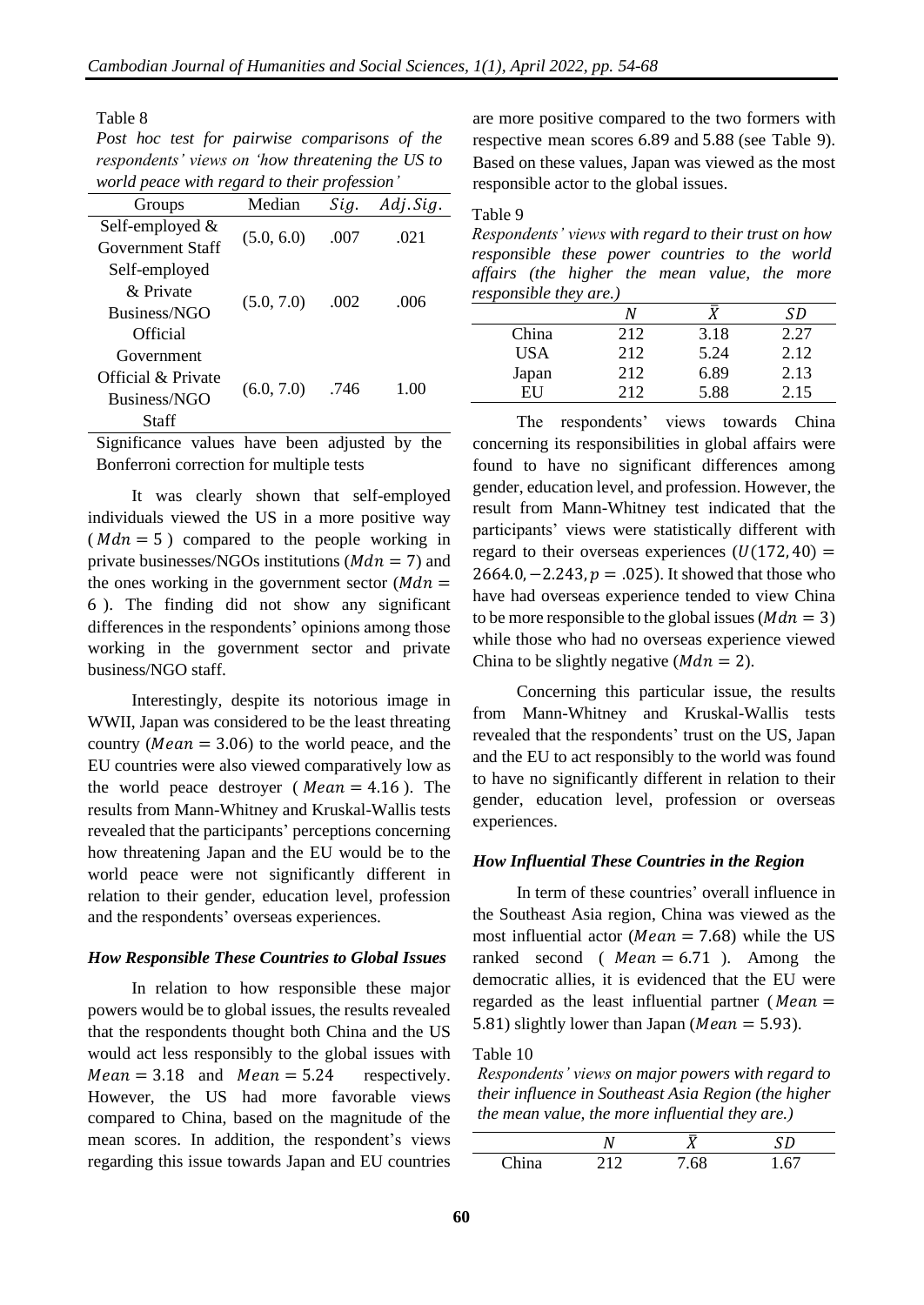Table 8

*Post hoc test for pairwise comparisons of the respondents' views on 'how threatening the US to world peace with regard to their profession'*

| Groups | Median | *Sig.* | *Adj.Sig.* |
|---|---|---|---|
| Self-employed & Government Staff | (5.0, 6.0) | .007 | .021 |
| Self-employed & Private Business/NGO Official | (5.0, 7.0) | .002 | .006 |
| Government Official & Private Business/NGO Staff | (6.0, 7.0) | .746 | 1.00 |

Significance values have been adjusted by the Bonferroni correction for multiple tests

It was clearly shown that self-employed individuals viewed the US in a more positive way ($Mdn = 5$) compared to the people working in private businesses/NGOs institutions ($Mdn = 7$) and the ones working in the government sector ($Mdn = 6$). The finding did not show any significant differences in the respondents' opinions among those working in the government sector and private business/NGO staff.

Interestingly, despite its notorious image in WWII, Japan was considered to be the least threating country ($Mean = 3.06$) to the world peace, and the EU countries were also viewed comparatively low as the world peace destroyer ($Mean = 4.16$). The results from Mann-Whitney and Kruskal-Wallis tests revealed that the participants' perceptions concerning how threatening Japan and the EU would be to the world peace were not significantly different in relation to their gender, education level, profession and the respondents' overseas experiences.

### *How Responsible These Countries to Global Issues*

In relation to how responsible these major powers would be to global issues, the results revealed that the respondents thought both China and the US would act less responsibly to the global issues with $Mean = 3.18$ and $Mean = 5.24$ respectively. However, the US had more favorable views compared to China, based on the magnitude of the mean scores. In addition, the respondent's views regarding this issue towards Japan and EU countries are more positive compared to the two formers with respective mean scores 6.89 and 5.88 (see Table 9). Based on these values, Japan was viewed as the most responsible actor to the global issues.

Table 9

*Respondents' views with regard to their trust on how responsible these power countries to the world affairs (the higher the mean value, the more responsible they are.)*

| | *N* | $\bar{X}$ | *SD* |
|---|---|---|---|
| China | 212 | 3.18 | 2.27 |
| USA | 212 | 5.24 | 2.12 |
| Japan | 212 | 6.89 | 2.13 |
| EU | 212 | 5.88 | 2.15 |

The respondents' views towards China concerning its responsibilities in global affairs were found to have no significant differences among gender, education level, and profession. However, the result from Mann-Whitney test indicated that the participants' views were statistically different with regard to their overseas experiences ($U(172, 40) = 2664.0, -2.243, p = .025$). It showed that those who have had overseas experience tended to view China to be more responsible to the global issues ($Mdn = 3$) while those who had no overseas experience viewed China to be slightly negative ($Mdn = 2$).

Concerning this particular issue, the results from Mann-Whitney and Kruskal-Wallis tests revealed that the respondents' trust on the US, Japan and the EU to act responsibly to the world was found to have no significantly different in relation to their gender, education level, profession or overseas experiences.

### *How Influential These Countries in the Region*

In term of these countries' overall influence in the Southeast Asia region, China was viewed as the most influential actor ($Mean = 7.68$) while the US ranked second ($Mean = 6.71$). Among the democratic allies, it is evidenced that the EU were regarded as the least influential partner ($Mean = 5.81$) slightly lower than Japan ($Mean = 5.93$).

Table 10

*Respondents' views on major powers with regard to their influence in Southeast Asia Region (the higher the mean value, the more influential they are.)*

| | *N* | $\bar{X}$ | *SD* |
|---|---|---|---|
| China | 212 | 7.68 | 1.67 |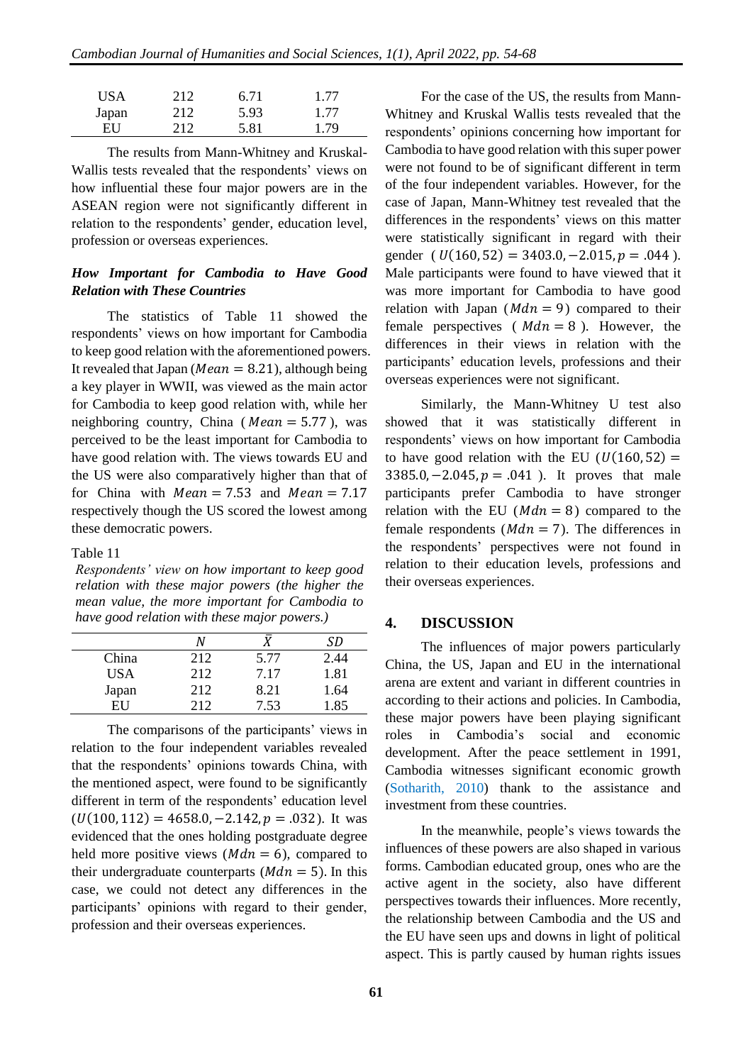| | | | |
|---|---|---|---|
| USA | 212 | 6.71 | 1.77 |
| Japan | 212 | 5.93 | 1.77 |
| EU | 212 | 5.81 | 1.79 |

The results from Mann-Whitney and Kruskal-Wallis tests revealed that the respondents' views on how influential these four major powers are in the ASEAN region were not significantly different in relation to the respondents' gender, education level, profession or overseas experiences.

### *How Important for Cambodia to Have Good Relation with These Countries*

The statistics of Table 11 showed the respondents' views on how important for Cambodia to keep good relation with the aforementioned powers. It revealed that Japan ($Mean = 8.21$), although being a key player in WWII, was viewed as the main actor for Cambodia to keep good relation with, while her neighboring country, China ($Mean = 5.77$), was perceived to be the least important for Cambodia to have good relation with. The views towards EU and the US were also comparatively higher than that of for China with $Mean = 7.53$ and $Mean = 7.17$ respectively though the US scored the lowest among these democratic powers.

Table 11
*Respondents' view on how important to keep good relation with these major powers (the higher the mean value, the more important for Cambodia to have good relation with these major powers.)*

| | $N$ | $\bar{X}$ | $SD$ |
|---|---|---|---|
| China | 212 | 5.77 | 2.44 |
| USA | 212 | 7.17 | 1.81 |
| Japan | 212 | 8.21 | 1.64 |
| EU | 212 | 7.53 | 1.85 |

The comparisons of the participants' views in relation to the four independent variables revealed that the respondents' opinions towards China, with the mentioned aspect, were found to be significantly different in term of the respondents' education level ($U(100, 112) = 4658.0, -2.142, p = .032$). It was evidenced that the ones holding postgraduate degree held more positive views ($Mdn = 6$), compared to their undergraduate counterparts ($Mdn = 5$). In this case, we could not detect any differences in the participants' opinions with regard to their gender, profession and their overseas experiences.

For the case of the US, the results from Mann-Whitney and Kruskal Wallis tests revealed that the respondents' opinions concerning how important for Cambodia to have good relation with this super power were not found to be of significant different in term of the four independent variables. However, for the case of Japan, Mann-Whitney test revealed that the differences in the respondents' views on this matter were statistically significant in regard with their gender ($U(160, 52) = 3403.0, -2.015, p = .044$). Male participants were found to have viewed that it was more important for Cambodia to have good relation with Japan ($Mdn = 9$) compared to their female perspectives ($Mdn = 8$). However, the differences in their views in relation with the participants' education levels, professions and their overseas experiences were not significant.

Similarly, the Mann-Whitney U test also showed that it was statistically different in respondents' views on how important for Cambodia to have good relation with the EU ($U(160, 52) = 3385.0, -2.045, p = .041$). It proves that male participants prefer Cambodia to have stronger relation with the EU ($Mdn = 8$) compared to the female respondents ($Mdn = 7$). The differences in the respondents' perspectives were not found in relation to their education levels, professions and their overseas experiences.

## 4. DISCUSSION

The influences of major powers particularly China, the US, Japan and EU in the international arena are extent and variant in different countries in according to their actions and policies. In Cambodia, these major powers have been playing significant roles in Cambodia's social and economic development. After the peace settlement in 1991, Cambodia witnesses significant economic growth (Sotharith, 2010) thank to the assistance and investment from these countries.

In the meanwhile, people's views towards the influences of these powers are also shaped in various forms. Cambodian educated group, ones who are the active agent in the society, also have different perspectives towards their influences. More recently, the relationship between Cambodia and the US and the EU have seen ups and downs in light of political aspect. This is partly caused by human rights issues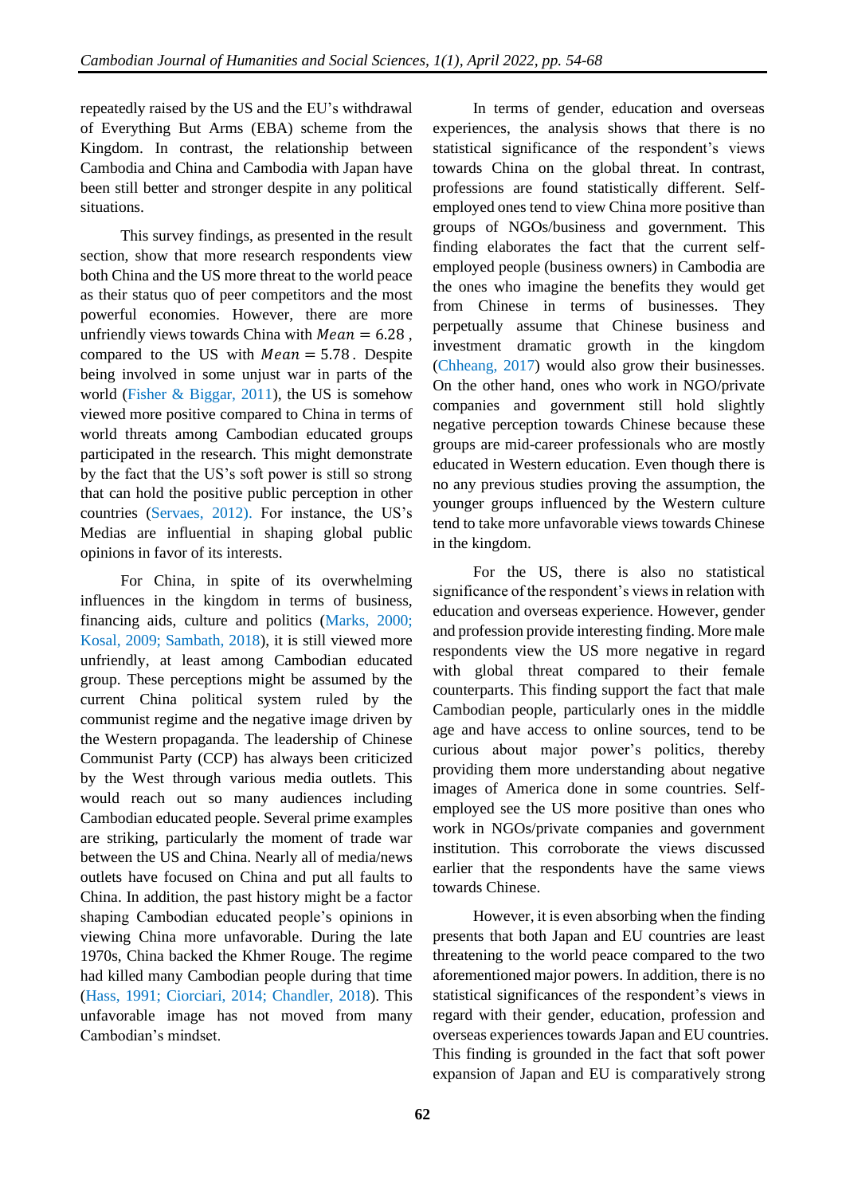repeatedly raised by the US and the EU's withdrawal of Everything But Arms (EBA) scheme from the Kingdom. In contrast, the relationship between Cambodia and China and Cambodia with Japan have been still better and stronger despite in any political situations.

This survey findings, as presented in the result section, show that more research respondents view both China and the US more threat to the world peace as their status quo of peer competitors and the most powerful economies. However, there are more unfriendly views towards China with $Mean = 6.28$, compared to the US with $Mean = 5.78$. Despite being involved in some unjust war in parts of the world (Fisher & Biggar, 2011), the US is somehow viewed more positive compared to China in terms of world threats among Cambodian educated groups participated in the research. This might demonstrate by the fact that the US's soft power is still so strong that can hold the positive public perception in other countries (Servaes, 2012). For instance, the US's Medias are influential in shaping global public opinions in favor of its interests.

For China, in spite of its overwhelming influences in the kingdom in terms of business, financing aids, culture and politics (Marks, 2000; Kosal, 2009; Sambath, 2018), it is still viewed more unfriendly, at least among Cambodian educated group. These perceptions might be assumed by the current China political system ruled by the communist regime and the negative image driven by the Western propaganda. The leadership of Chinese Communist Party (CCP) has always been criticized by the West through various media outlets. This would reach out so many audiences including Cambodian educated people. Several prime examples are striking, particularly the moment of trade war between the US and China. Nearly all of media/news outlets have focused on China and put all faults to China. In addition, the past history might be a factor shaping Cambodian educated people's opinions in viewing China more unfavorable. During the late 1970s, China backed the Khmer Rouge. The regime had killed many Cambodian people during that time (Hass, 1991; Ciorciari, 2014; Chandler, 2018). This unfavorable image has not moved from many Cambodian's mindset.

In terms of gender, education and overseas experiences, the analysis shows that there is no statistical significance of the respondent's views towards China on the global threat. In contrast, professions are found statistically different. Self-employed ones tend to view China more positive than groups of NGOs/business and government. This finding elaborates the fact that the current self-employed people (business owners) in Cambodia are the ones who imagine the benefits they would get from Chinese in terms of businesses. They perpetually assume that Chinese business and investment dramatic growth in the kingdom (Chheang, 2017) would also grow their businesses. On the other hand, ones who work in NGO/private companies and government still hold slightly negative perception towards Chinese because these groups are mid-career professionals who are mostly educated in Western education. Even though there is no any previous studies proving the assumption, the younger groups influenced by the Western culture tend to take more unfavorable views towards Chinese in the kingdom.

For the US, there is also no statistical significance of the respondent's views in relation with education and overseas experience. However, gender and profession provide interesting finding. More male respondents view the US more negative in regard with global threat compared to their female counterparts. This finding support the fact that male Cambodian people, particularly ones in the middle age and have access to online sources, tend to be curious about major power's politics, thereby providing them more understanding about negative images of America done in some countries. Self-employed see the US more positive than ones who work in NGOs/private companies and government institution. This corroborate the views discussed earlier that the respondents have the same views towards Chinese.

However, it is even absorbing when the finding presents that both Japan and EU countries are least threatening to the world peace compared to the two aforementioned major powers. In addition, there is no statistical significances of the respondent's views in regard with their gender, education, profession and overseas experiences towards Japan and EU countries. This finding is grounded in the fact that soft power expansion of Japan and EU is comparatively strong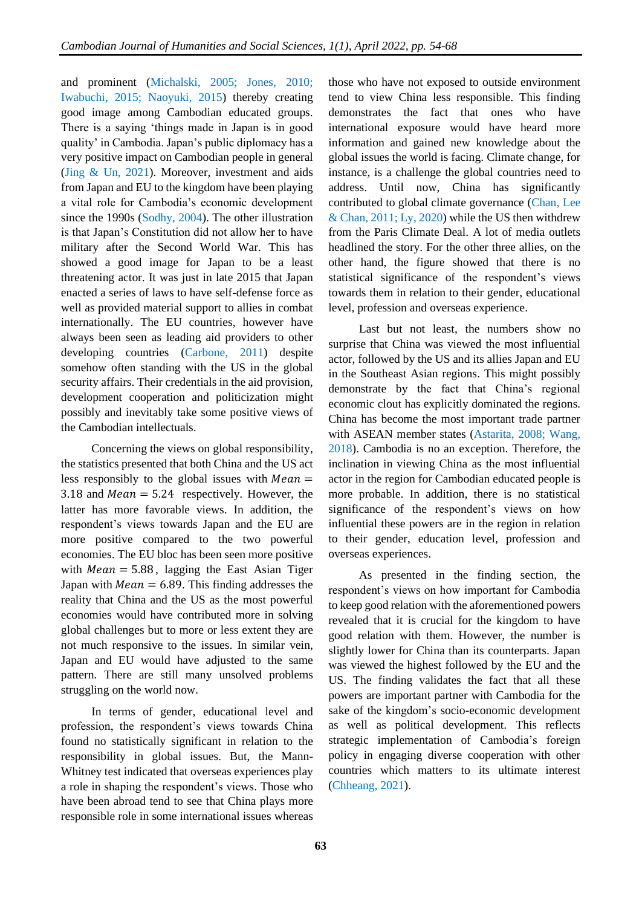and prominent (Michalski, 2005; Jones, 2010; Iwabuchi, 2015; Naoyuki, 2015) thereby creating good image among Cambodian educated groups. There is a saying 'things made in Japan is in good quality' in Cambodia. Japan's public diplomacy has a very positive impact on Cambodian people in general (Jing & Un, 2021). Moreover, investment and aids from Japan and EU to the kingdom have been playing a vital role for Cambodia's economic development since the 1990s (Sodhy, 2004). The other illustration is that Japan's Constitution did not allow her to have military after the Second World War. This has showed a good image for Japan to be a least threatening actor. It was just in late 2015 that Japan enacted a series of laws to have self-defense force as well as provided material support to allies in combat internationally. The EU countries, however have always been seen as leading aid providers to other developing countries (Carbone, 2011) despite somehow often standing with the US in the global security affairs. Their credentials in the aid provision, development cooperation and politicization might possibly and inevitably take some positive views of the Cambodian intellectuals.

Concerning the views on global responsibility, the statistics presented that both China and the US act less responsibly to the global issues with $Mean = 3.18$ and $Mean = 5.24$ respectively. However, the latter has more favorable views. In addition, the respondent's views towards Japan and the EU are more positive compared to the two powerful economies. The EU bloc has been seen more positive with $Mean = 5.88$, lagging the East Asian Tiger Japan with $Mean = 6.89$. This finding addresses the reality that China and the US as the most powerful economies would have contributed more in solving global challenges but to more or less extent they are not much responsive to the issues. In similar vein, Japan and EU would have adjusted to the same pattern. There are still many unsolved problems struggling on the world now.

In terms of gender, educational level and profession, the respondent's views towards China found no statistically significant in relation to the responsibility in global issues. But, the Mann-Whitney test indicated that overseas experiences play a role in shaping the respondent's views. Those who have been abroad tend to see that China plays more responsible role in some international issues whereas those who have not exposed to outside environment tend to view China less responsible. This finding demonstrates the fact that ones who have international exposure would have heard more information and gained new knowledge about the global issues the world is facing. Climate change, for instance, is a challenge the global countries need to address. Until now, China has significantly contributed to global climate governance (Chan, Lee & Chan, 2011; Ly, 2020) while the US then withdrew from the Paris Climate Deal. A lot of media outlets headlined the story. For the other three allies, on the other hand, the figure showed that there is no statistical significance of the respondent's views towards them in relation to their gender, educational level, profession and overseas experience.

Last but not least, the numbers show no surprise that China was viewed the most influential actor, followed by the US and its allies Japan and EU in the Southeast Asian regions. This might possibly demonstrate by the fact that China's regional economic clout has explicitly dominated the regions. China has become the most important trade partner with ASEAN member states (Astarita, 2008; Wang, 2018). Cambodia is no an exception. Therefore, the inclination in viewing China as the most influential actor in the region for Cambodian educated people is more probable. In addition, there is no statistical significance of the respondent's views on how influential these powers are in the region in relation to their gender, education level, profession and overseas experiences.

As presented in the finding section, the respondent's views on how important for Cambodia to keep good relation with the aforementioned powers revealed that it is crucial for the kingdom to have good relation with them. However, the number is slightly lower for China than its counterparts. Japan was viewed the highest followed by the EU and the US. The finding validates the fact that all these powers are important partner with Cambodia for the sake of the kingdom's socio-economic development as well as political development. This reflects strategic implementation of Cambodia's foreign policy in engaging diverse cooperation with other countries which matters to its ultimate interest (Chheang, 2021).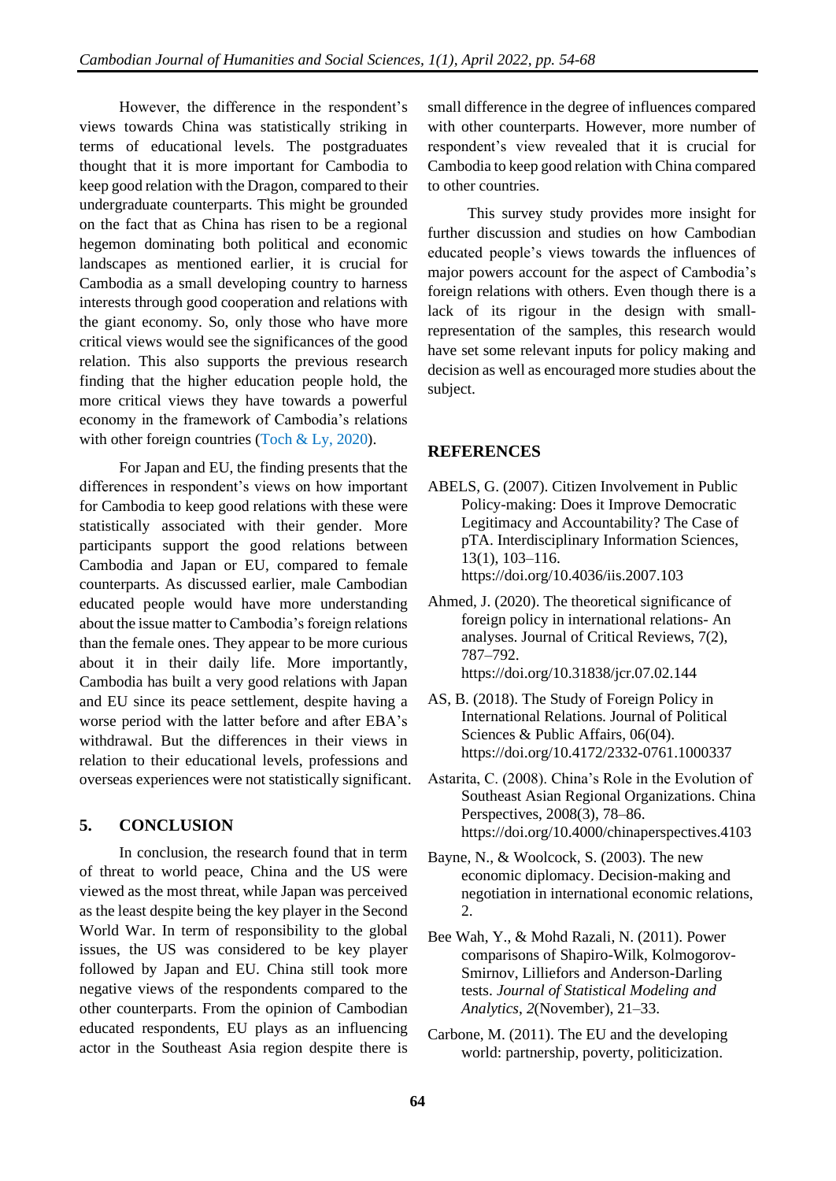However, the difference in the respondent's views towards China was statistically striking in terms of educational levels. The postgraduates thought that it is more important for Cambodia to keep good relation with the Dragon, compared to their undergraduate counterparts. This might be grounded on the fact that as China has risen to be a regional hegemon dominating both political and economic landscapes as mentioned earlier, it is crucial for Cambodia as a small developing country to harness interests through good cooperation and relations with the giant economy. So, only those who have more critical views would see the significances of the good relation. This also supports the previous research finding that the higher education people hold, the more critical views they have towards a powerful economy in the framework of Cambodia's relations with other foreign countries (Toch & Ly, 2020).

For Japan and EU, the finding presents that the differences in respondent's views on how important for Cambodia to keep good relations with these were statistically associated with their gender. More participants support the good relations between Cambodia and Japan or EU, compared to female counterparts. As discussed earlier, male Cambodian educated people would have more understanding about the issue matter to Cambodia's foreign relations than the female ones. They appear to be more curious about it in their daily life. More importantly, Cambodia has built a very good relations with Japan and EU since its peace settlement, despite having a worse period with the latter before and after EBA's withdrawal. But the differences in their views in relation to their educational levels, professions and overseas experiences were not statistically significant.

## 5. CONCLUSION

In conclusion, the research found that in term of threat to world peace, China and the US were viewed as the most threat, while Japan was perceived as the least despite being the key player in the Second World War. In term of responsibility to the global issues, the US was considered to be key player followed by Japan and EU. China still took more negative views of the respondents compared to the other counterparts. From the opinion of Cambodian educated respondents, EU plays as an influencing actor in the Southeast Asia region despite there is small difference in the degree of influences compared with other counterparts. However, more number of respondent's view revealed that it is crucial for Cambodia to keep good relation with China compared to other countries.

This survey study provides more insight for further discussion and studies on how Cambodian educated people's views towards the influences of major powers account for the aspect of Cambodia's foreign relations with others. Even though there is a lack of its rigour in the design with small-representation of the samples, this research would have set some relevant inputs for policy making and decision as well as encouraged more studies about the subject.

## REFERENCES

ABELS, G. (2007). Citizen Involvement in Public Policy-making: Does it Improve Democratic Legitimacy and Accountability? The Case of pTA. Interdisciplinary Information Sciences, 13(1), 103–116. https://doi.org/10.4036/iis.2007.103

Ahmed, J. (2020). The theoretical significance of foreign policy in international relations- An analyses. Journal of Critical Reviews, 7(2), 787–792. https://doi.org/10.31838/jcr.07.02.144

AS, B. (2018). The Study of Foreign Policy in International Relations. Journal of Political Sciences & Public Affairs, 06(04). https://doi.org/10.4172/2332-0761.1000337

Astarita, C. (2008). China's Role in the Evolution of Southeast Asian Regional Organizations. China Perspectives, 2008(3), 78–86. https://doi.org/10.4000/chinaperspectives.4103

Bayne, N., & Woolcock, S. (2003). The new economic diplomacy. Decision-making and negotiation in international economic relations, 2.

Bee Wah, Y., & Mohd Razali, N. (2011). Power comparisons of Shapiro-Wilk, Kolmogorov-Smirnov, Lilliefors and Anderson-Darling tests. *Journal of Statistical Modeling and Analytics*, *2*(November), 21–33.

Carbone, M. (2011). The EU and the developing world: partnership, poverty, politicization.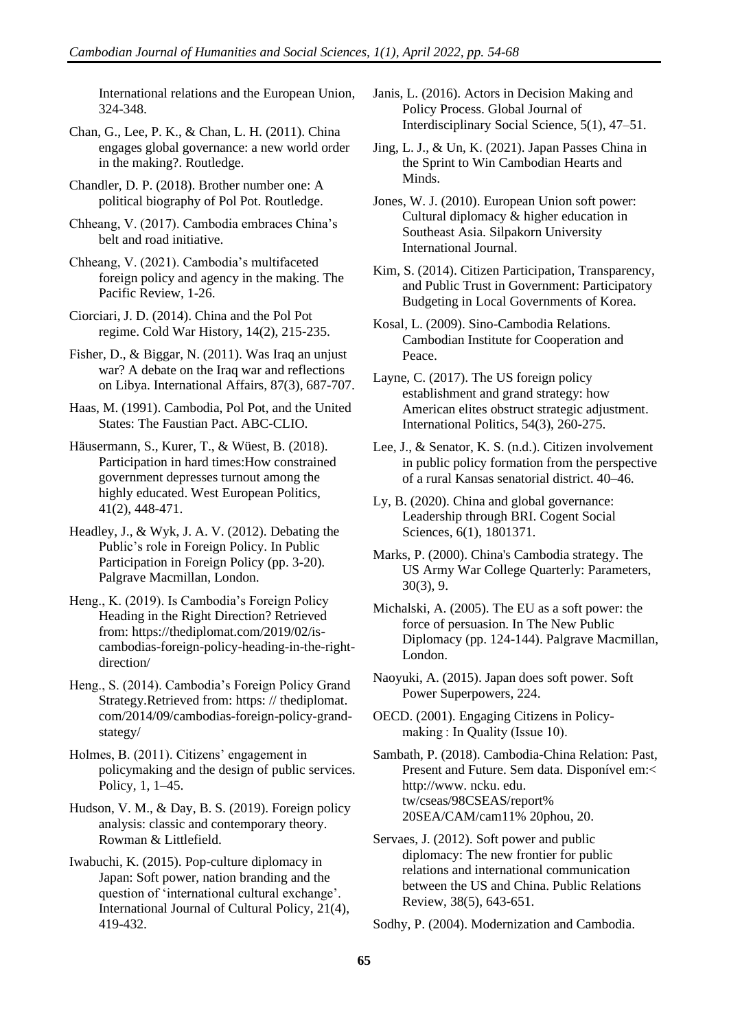International relations and the European Union, 324-348.

Chan, G., Lee, P. K., & Chan, L. H. (2011). China engages global governance: a new world order in the making?. Routledge.

Chandler, D. P. (2018). Brother number one: A political biography of Pol Pot. Routledge.

Chheang, V. (2017). Cambodia embraces China's belt and road initiative.

Chheang, V. (2021). Cambodia's multifaceted foreign policy and agency in the making. The Pacific Review, 1-26.

Ciorciari, J. D. (2014). China and the Pol Pot regime. Cold War History, 14(2), 215-235.

Fisher, D., & Biggar, N. (2011). Was Iraq an unjust war? A debate on the Iraq war and reflections on Libya. International Affairs, 87(3), 687-707.

Haas, M. (1991). Cambodia, Pol Pot, and the United States: The Faustian Pact. ABC-CLIO.

Häusermann, S., Kurer, T., & Wüest, B. (2018). Participation in hard times:How constrained government depresses turnout among the highly educated. West European Politics, 41(2), 448-471.

Headley, J., & Wyk, J. A. V. (2012). Debating the Public's role in Foreign Policy. In Public Participation in Foreign Policy (pp. 3-20). Palgrave Macmillan, London.

Heng., K. (2019). Is Cambodia's Foreign Policy Heading in the Right Direction? Retrieved from: https://thediplomat.com/2019/02/is-cambodias-foreign-policy-heading-in-the-right-direction/

Heng., S. (2014). Cambodia's Foreign Policy Grand Strategy.Retrieved from: https: // thediplomat. com/2014/09/cambodias-foreign-policy-grand-stategy/

Holmes, B. (2011). Citizens' engagement in policymaking and the design of public services. Policy, 1, 1–45.

Hudson, V. M., & Day, B. S. (2019). Foreign policy analysis: classic and contemporary theory. Rowman & Littlefield.

Iwabuchi, K. (2015). Pop-culture diplomacy in Japan: Soft power, nation branding and the question of 'international cultural exchange'. International Journal of Cultural Policy, 21(4), 419-432.

Janis, L. (2016). Actors in Decision Making and Policy Process. Global Journal of Interdisciplinary Social Science, 5(1), 47–51.

Jing, L. J., & Un, K. (2021). Japan Passes China in the Sprint to Win Cambodian Hearts and Minds.

Jones, W. J. (2010). European Union soft power: Cultural diplomacy & higher education in Southeast Asia. Silpakorn University International Journal.

Kim, S. (2014). Citizen Participation, Transparency, and Public Trust in Government: Participatory Budgeting in Local Governments of Korea.

Kosal, L. (2009). Sino-Cambodia Relations. Cambodian Institute for Cooperation and Peace.

Layne, C. (2017). The US foreign policy establishment and grand strategy: how American elites obstruct strategic adjustment. International Politics, 54(3), 260-275.

Lee, J., & Senator, K. S. (n.d.). Citizen involvement in public policy formation from the perspective of a rural Kansas senatorial district. 40–46.

Ly, B. (2020). China and global governance: Leadership through BRI. Cogent Social Sciences, 6(1), 1801371.

Marks, P. (2000). China's Cambodia strategy. The US Army War College Quarterly: Parameters, 30(3), 9.

Michalski, A. (2005). The EU as a soft power: the force of persuasion. In The New Public Diplomacy (pp. 124-144). Palgrave Macmillan, London.

Naoyuki, A. (2015). Japan does soft power. Soft Power Superpowers, 224.

OECD. (2001). Engaging Citizens in Policy-making : In Quality (Issue 10).

Sambath, P. (2018). Cambodia-China Relation: Past, Present and Future. Sem data. Disponível em:< http://www. ncku. edu. tw/cseas/98CSEAS/report% 20SEA/CAM/cam11% 20phou, 20.

Servaes, J. (2012). Soft power and public diplomacy: The new frontier for public relations and international communication between the US and China. Public Relations Review, 38(5), 643-651.

Sodhy, P. (2004). Modernization and Cambodia.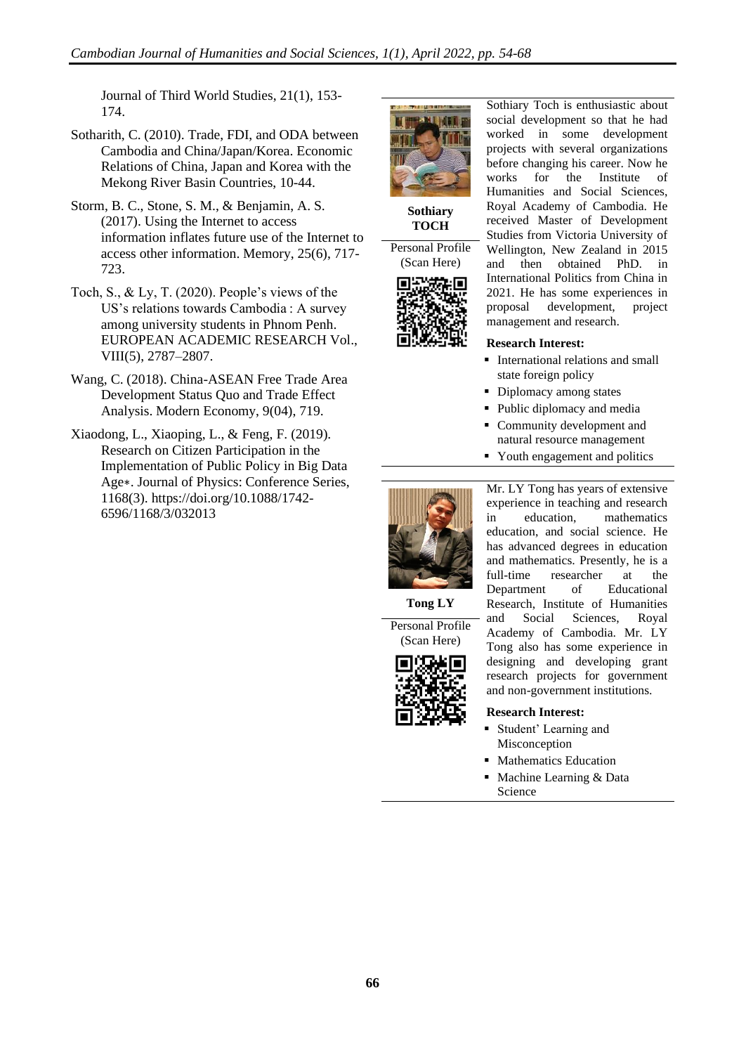Journal of Third World Studies, 21(1), 153-174.

Sotharith, C. (2010). Trade, FDI, and ODA between Cambodia and China/Japan/Korea. Economic Relations of China, Japan and Korea with the Mekong River Basin Countries, 10-44.

Storm, B. C., Stone, S. M., & Benjamin, A. S. (2017). Using the Internet to access information inflates future use of the Internet to access other information. Memory, 25(6), 717-723.

Toch, S., & Ly, T. (2020). People's views of the US's relations towards Cambodia : A survey among university students in Phnom Penh. EUROPEAN ACADEMIC RESEARCH Vol., VIII(5), 2787–2807.

Wang, C. (2018). China-ASEAN Free Trade Area Development Status Quo and Trade Effect Analysis. Modern Economy, 9(04), 719.

Xiaodong, L., Xiaoping, L., & Feng, F. (2019). Research on Citizen Participation in the Implementation of Public Policy in Big Data Age∗. Journal of Physics: Conference Series, 1168(3). https://doi.org/10.1088/1742-6596/1168/3/032013

---

**Sothiary TOCH**

Personal Profile (Scan Here)

Sothiary Toch is enthusiastic about social development so that he had worked in some development projects with several organizations before changing his career. Now he works for the Institute of Humanities and Social Sciences, Royal Academy of Cambodia. He received Master of Development Studies from Victoria University of Wellington, New Zealand in 2015 and then obtained PhD. in International Politics from China in 2021. He has some experiences in proposal development, project management and research.

**Research Interest:**

- International relations and small state foreign policy
- Diplomacy among states
- Public diplomacy and media
- Community development and natural resource management
- Youth engagement and politics

---

**Tong LY**

Personal Profile (Scan Here)

Mr. LY Tong has years of extensive experience in teaching and research in education, mathematics education, and social science. He has advanced degrees in education and mathematics. Presently, he is a full-time researcher at the Department of Educational Research, Institute of Humanities and Social Sciences, Royal Academy of Cambodia. Mr. LY Tong also has some experience in designing and developing grant research projects for government and non-government institutions.

**Research Interest:**

- Student' Learning and Misconception
- Mathematics Education
- Machine Learning & Data Science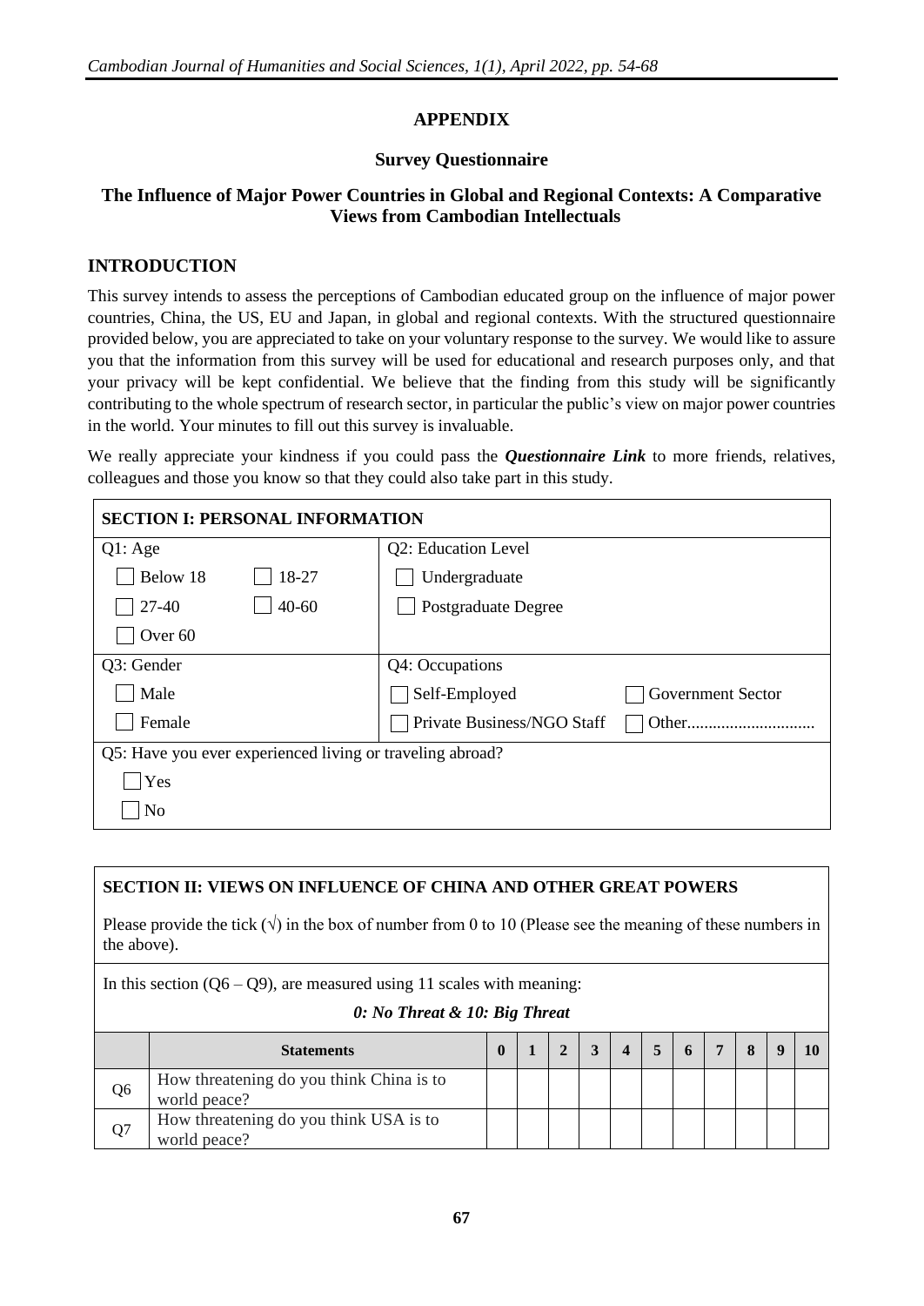## APPENDIX

### Survey Questionnaire

### The Influence of Major Power Countries in Global and Regional Contexts: A Comparative Views from Cambodian Intellectuals

## INTRODUCTION

This survey intends to assess the perceptions of Cambodian educated group on the influence of major power countries, China, the US, EU and Japan, in global and regional contexts. With the structured questionnaire provided below, you are appreciated to take on your voluntary response to the survey. We would like to assure you that the information from this survey will be used for educational and research purposes only, and that your privacy will be kept confidential. We believe that the finding from this study will be significantly contributing to the whole spectrum of research sector, in particular the public's view on major power countries in the world. Your minutes to fill out this survey is invaluable.

We really appreciate your kindness if you could pass the ***Questionnaire Link*** to more friends, relatives, colleagues and those you know so that they could also take part in this study.

| **SECTION I: PERSONAL INFORMATION** | |
|---|---|
| Q1: Age<br>☐ Below 18 ☐ 18-27<br>☐ 27-40 ☐ 40-60<br>☐ Over 60 | Q2: Education Level<br>☐ Undergraduate<br>☐ Postgraduate Degree |
| Q3: Gender<br>☐ Male<br>☐ Female | Q4: Occupations<br>☐ Self-Employed ☐ Government Sector<br>☐ Private Business/NGO Staff ☐ Other.............................. |
| Q5: Have you ever experienced living or traveling abroad?<br>☐ Yes<br>☐ No | |

**SECTION II: VIEWS ON INFLUENCE OF CHINA AND OTHER GREAT POWERS**

Please provide the tick (√) in the box of number from 0 to 10 (Please see the meaning of these numbers in the above).

In this section (Q6 – Q9), are measured using 11 scales with meaning:

***0: No Threat & 10: Big Threat***

| | **Statements** | **0** | **1** | **2** | **3** | **4** | **5** | **6** | **7** | **8** | **9** | **10** |
|---|---|---|---|---|---|---|---|---|---|---|---|---|
| Q6 | How threatening do you think China is to world peace? | | | | | | | | | | | |
| Q7 | How threatening do you think USA is to world peace? | | | | | | | | | | | |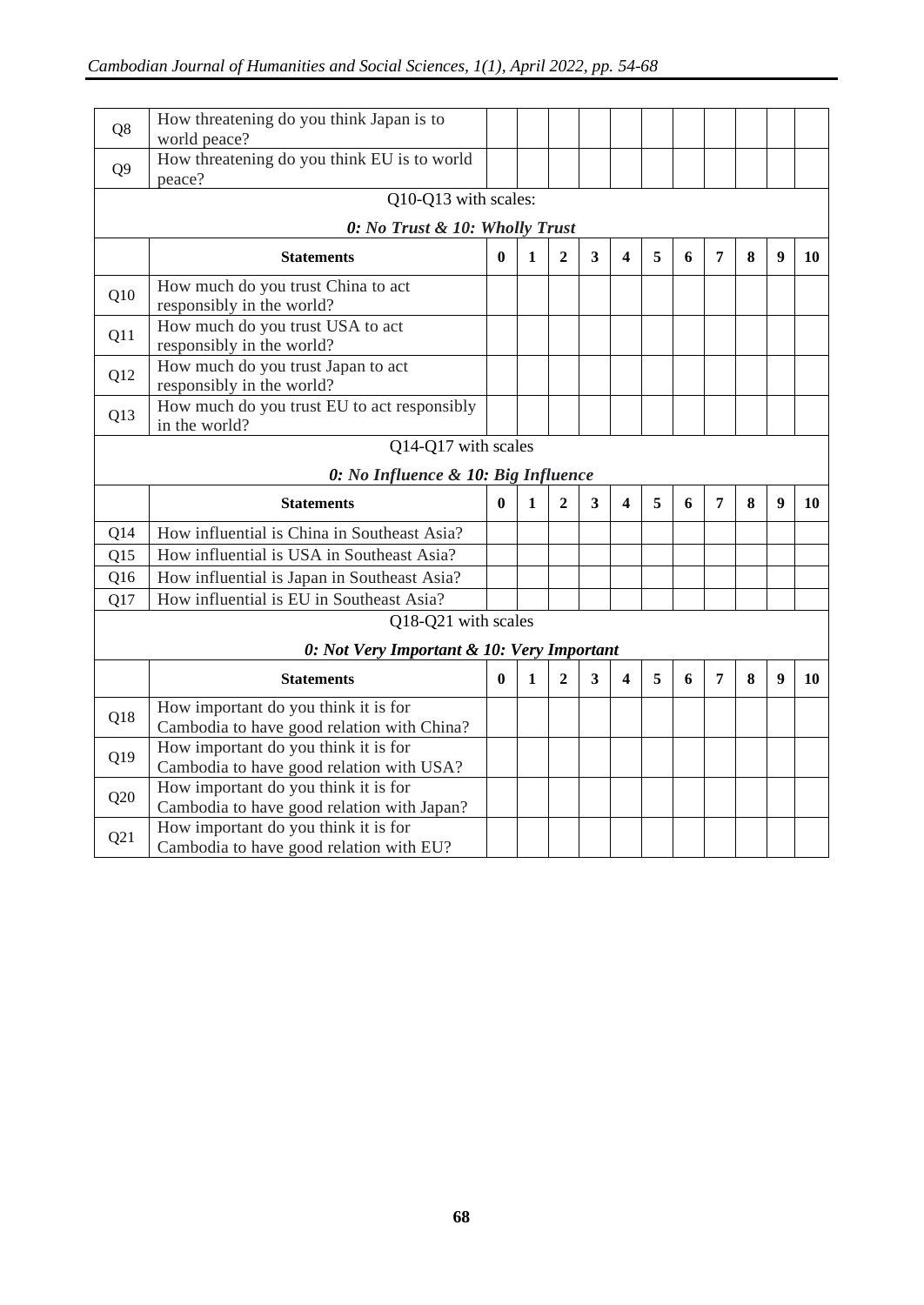| | | | | | | | | | | | | |
|---|---|---|---|---|---|---|---|---|---|---|---|---|
| Q8 | How threatening do you think Japan is to world peace? | | | | | | | | | | | |
| Q9 | How threatening do you think EU is to world peace? | | | | | | | | | | | |
| | Q10-Q13 with scales: ***0: No Trust & 10: Wholly Trust*** | | | | | | | | | | | |
| | **Statements** | **0** | **1** | **2** | **3** | **4** | **5** | **6** | **7** | **8** | **9** | **10** |
| Q10 | How much do you trust China to act responsibly in the world? | | | | | | | | | | | |
| Q11 | How much do you trust USA to act responsibly in the world? | | | | | | | | | | | |
| Q12 | How much do you trust Japan to act responsibly in the world? | | | | | | | | | | | |
| Q13 | How much do you trust EU to act responsibly in the world? | | | | | | | | | | | |
| | Q14-Q17 with scales ***0: No Influence & 10: Big Influence*** | | | | | | | | | | | |
| | **Statements** | **0** | **1** | **2** | **3** | **4** | **5** | **6** | **7** | **8** | **9** | **10** |
| Q14 | How influential is China in Southeast Asia? | | | | | | | | | | | |
| Q15 | How influential is USA in Southeast Asia? | | | | | | | | | | | |
| Q16 | How influential is Japan in Southeast Asia? | | | | | | | | | | | |
| Q17 | How influential is EU in Southeast Asia? | | | | | | | | | | | |
| | Q18-Q21 with scales ***0: Not Very Important & 10: Very Important*** | | | | | | | | | | | |
| | **Statements** | **0** | **1** | **2** | **3** | **4** | **5** | **6** | **7** | **8** | **9** | **10** |
| Q18 | How important do you think it is for Cambodia to have good relation with China? | | | | | | | | | | | |
| Q19 | How important do you think it is for Cambodia to have good relation with USA? | | | | | | | | | | | |
| Q20 | How important do you think it is for Cambodia to have good relation with Japan? | | | | | | | | | | | |
| Q21 | How important do you think it is for Cambodia to have good relation with EU? | | | | | | | | | | | |